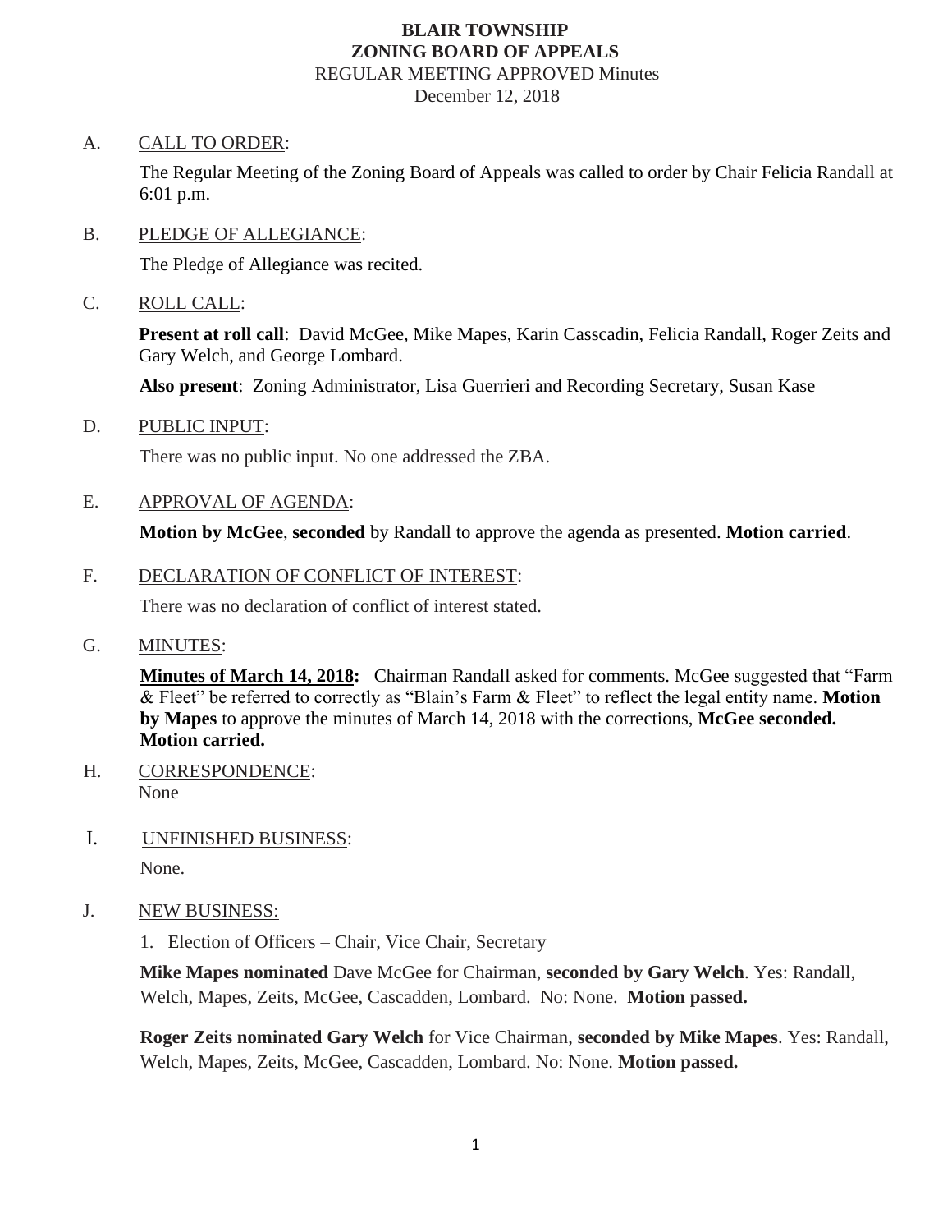# BLAIR TOWNSHIP
## ZONING BOARD OF APPEALS

REGULAR MEETING APPROVED Minutes

December 12, 2018

A. CALL TO ORDER:

The Regular Meeting of the Zoning Board of Appeals was called to order by Chair Felicia Randall at 6:01 p.m.

B. PLEDGE OF ALLEGIANCE:

The Pledge of Allegiance was recited.

C. ROLL CALL:

**Present at roll call**: David McGee, Mike Mapes, Karin Casscadin, Felicia Randall, Roger Zeits and Gary Welch, and George Lombard.

**Also present**: Zoning Administrator, Lisa Guerrieri and Recording Secretary, Susan Kase

D. PUBLIC INPUT:

There was no public input. No one addressed the ZBA.

E. APPROVAL OF AGENDA:

**Motion by McGee**, **seconded** by Randall to approve the agenda as presented. **Motion carried**.

F. DECLARATION OF CONFLICT OF INTEREST:

There was no declaration of conflict of interest stated.

G. MINUTES:

**Minutes of March 14, 2018:** Chairman Randall asked for comments. McGee suggested that "Farm & Fleet" be referred to correctly as "Blain's Farm & Fleet" to reflect the legal entity name. **Motion by Mapes** to approve the minutes of March 14, 2018 with the corrections, **McGee seconded. Motion carried.**

H. CORRESPONDENCE:
None

I. UNFINISHED BUSINESS:

None.

J. NEW BUSINESS:

1. Election of Officers – Chair, Vice Chair, Secretary

**Mike Mapes nominated** Dave McGee for Chairman, **seconded by Gary Welch**. Yes: Randall, Welch, Mapes, Zeits, McGee, Cascadden, Lombard. No: None. **Motion passed.**

**Roger Zeits nominated Gary Welch** for Vice Chairman, **seconded by Mike Mapes**. Yes: Randall, Welch, Mapes, Zeits, McGee, Cascadden, Lombard. No: None. **Motion passed.**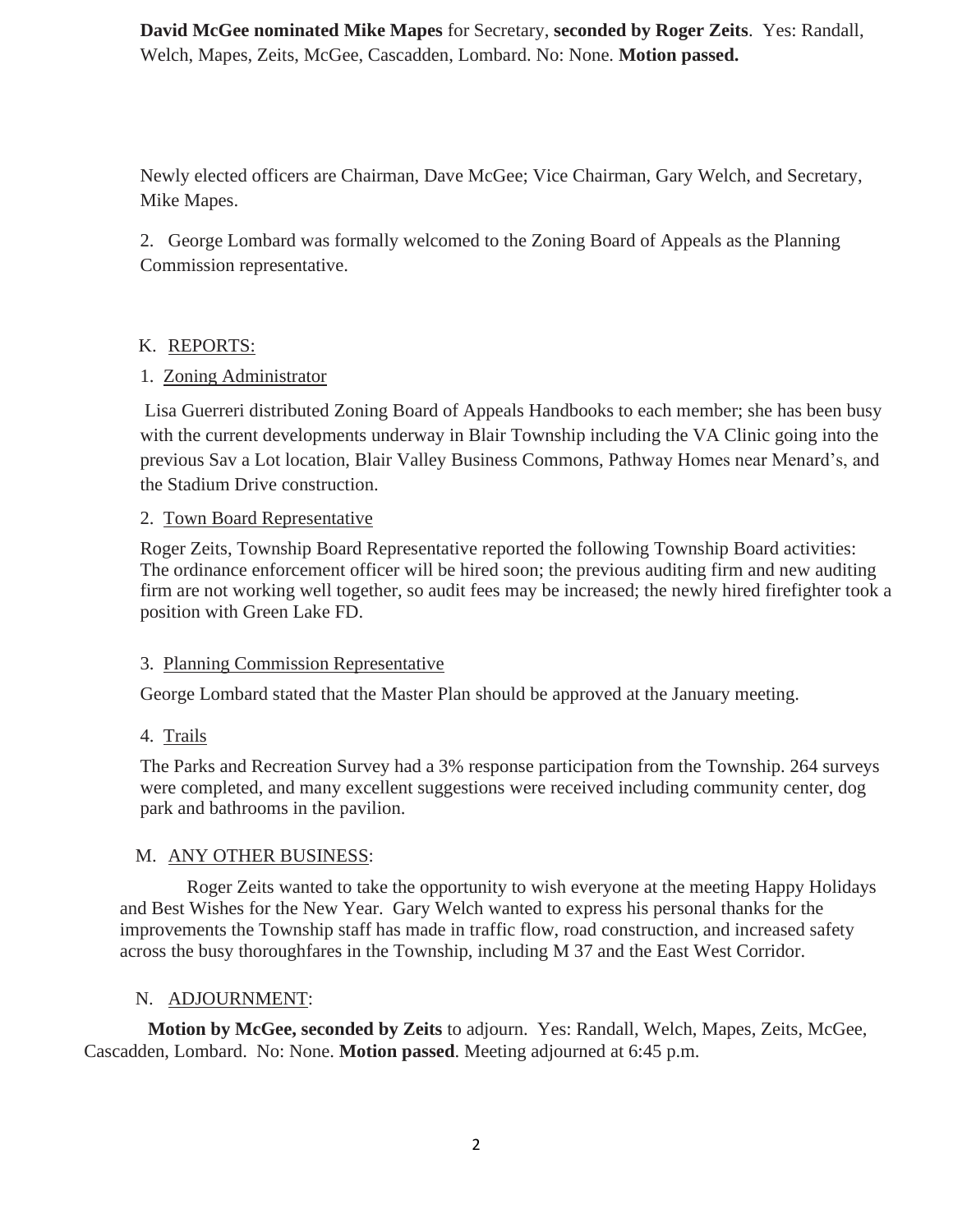**David McGee nominated Mike Mapes** for Secretary, **seconded by Roger Zeits**. Yes: Randall, Welch, Mapes, Zeits, McGee, Cascadden, Lombard. No: None. **Motion passed.**

Newly elected officers are Chairman, Dave McGee; Vice Chairman, Gary Welch, and Secretary, Mike Mapes.

2. George Lombard was formally welcomed to the Zoning Board of Appeals as the Planning Commission representative.

K. <u>REPORTS:</u>

1. <u>Zoning Administrator</u>

Lisa Guerreri distributed Zoning Board of Appeals Handbooks to each member; she has been busy with the current developments underway in Blair Township including the VA Clinic going into the previous Sav a Lot location, Blair Valley Business Commons, Pathway Homes near Menard's, and the Stadium Drive construction.

2. <u>Town Board Representative</u>

Roger Zeits, Township Board Representative reported the following Township Board activities: The ordinance enforcement officer will be hired soon; the previous auditing firm and new auditing firm are not working well together, so audit fees may be increased; the newly hired firefighter took a position with Green Lake FD.

3. <u>Planning Commission Representative</u>

George Lombard stated that the Master Plan should be approved at the January meeting.

4. <u>Trails</u>

The Parks and Recreation Survey had a 3% response participation from the Township. 264 surveys were completed, and many excellent suggestions were received including community center, dog park and bathrooms in the pavilion.

M. <u>ANY OTHER BUSINESS</u>:

Roger Zeits wanted to take the opportunity to wish everyone at the meeting Happy Holidays and Best Wishes for the New Year. Gary Welch wanted to express his personal thanks for the improvements the Township staff has made in traffic flow, road construction, and increased safety across the busy thoroughfares in the Township, including M 37 and the East West Corridor.

N. <u>ADJOURNMENT</u>:

**Motion by McGee, seconded by Zeits** to adjourn. Yes: Randall, Welch, Mapes, Zeits, McGee, Cascadden, Lombard. No: None. **Motion passed**. Meeting adjourned at 6:45 p.m.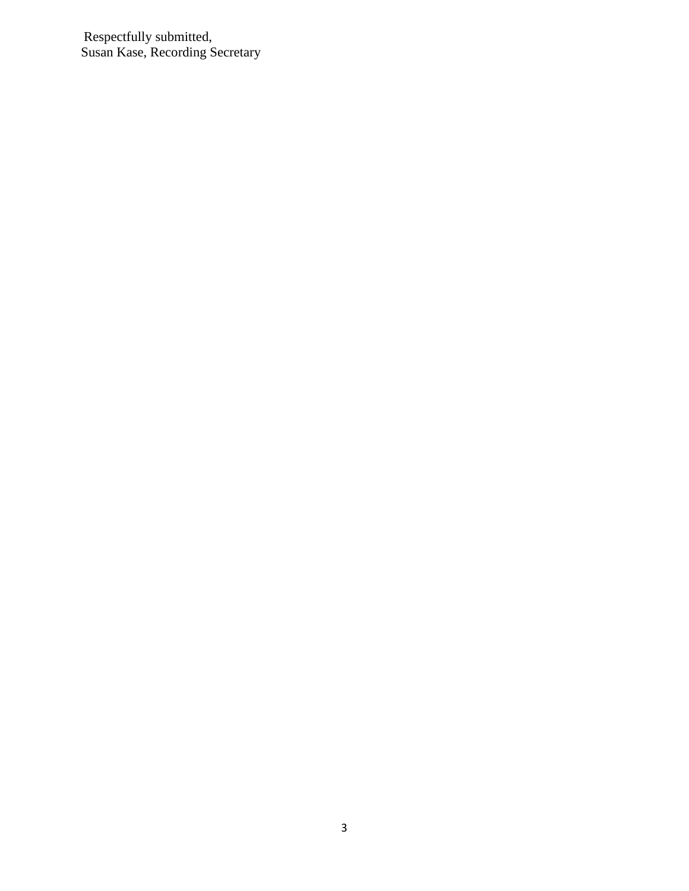Respectfully submitted,
Susan Kase, Recording Secretary